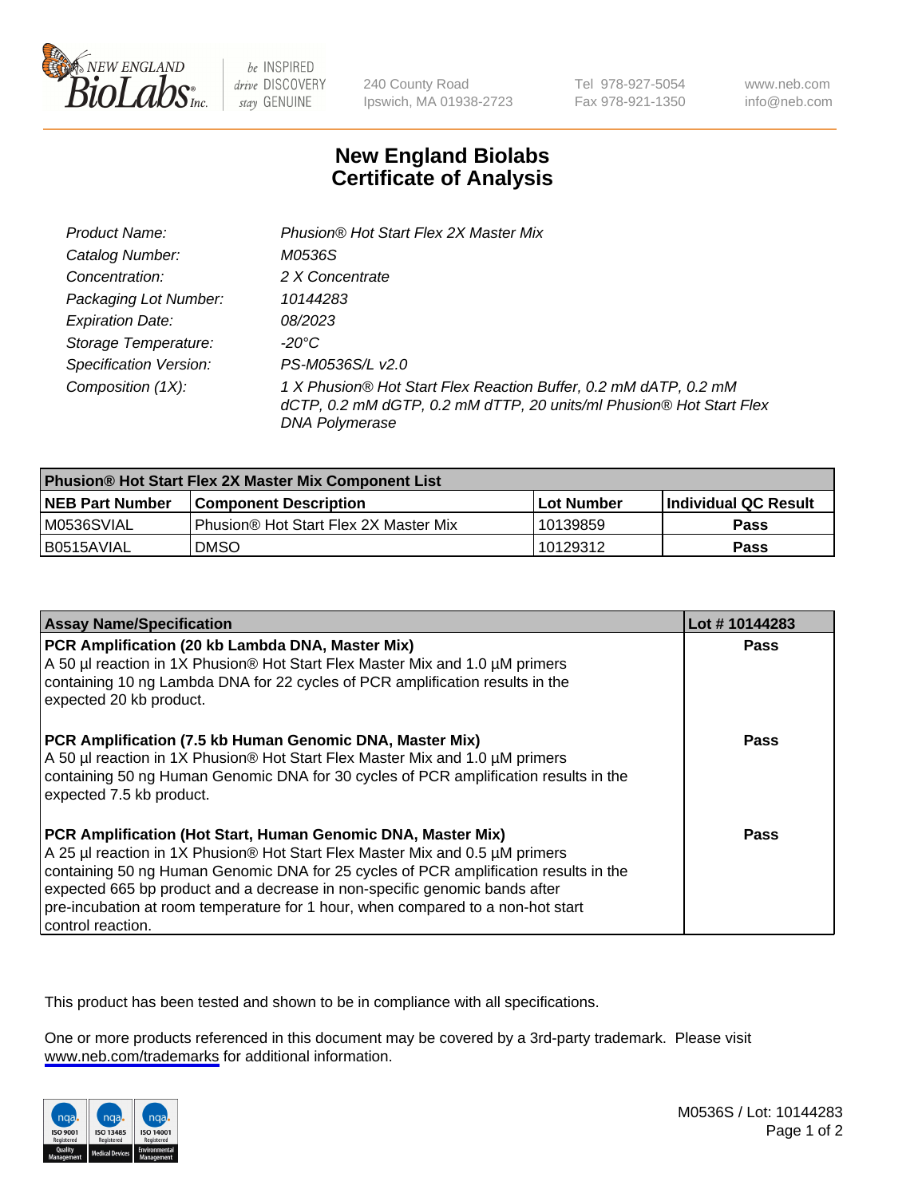240 County Road
Ipswich, MA 01938-2723

Tel 978-927-5054
Fax 978-921-1350

www.neb.com
info@neb.com

# New England Biolabs
# Certificate of Analysis

| | |
|---|---|
| *Product Name:* | *Phusion® Hot Start Flex 2X Master Mix* |
| *Catalog Number:* | *M0536S* |
| *Concentration:* | *2 X Concentrate* |
| *Packaging Lot Number:* | *10144283* |
| *Expiration Date:* | *08/2023* |
| *Storage Temperature:* | *-20°C* |
| *Specification Version:* | *PS-M0536S/L v2.0* |
| *Composition (1X):* | *1 X Phusion® Hot Start Flex Reaction Buffer, 0.2 mM dATP, 0.2 mM dCTP, 0.2 mM dGTP, 0.2 mM dTTP, 20 units/ml Phusion® Hot Start Flex DNA Polymerase* |

| **Phusion® Hot Start Flex 2X Master Mix Component List** | | | |
|---|---|---|---|
| **NEB Part Number** | **Component Description** | **Lot Number** | **Individual QC Result** |
| M0536SVIAL | Phusion® Hot Start Flex 2X Master Mix | 10139859 | **Pass** |
| B0515AVIAL | DMSO | 10129312 | **Pass** |

| **Assay Name/Specification** | **Lot # 10144283** |
|---|---|
| **PCR Amplification (20 kb Lambda DNA, Master Mix)** A 50 µl reaction in 1X Phusion® Hot Start Flex Master Mix and 1.0 µM primers containing 10 ng Lambda DNA for 22 cycles of PCR amplification results in the expected 20 kb product. | **Pass** |
| **PCR Amplification (7.5 kb Human Genomic DNA, Master Mix)** A 50 µl reaction in 1X Phusion® Hot Start Flex Master Mix and 1.0 µM primers containing 50 ng Human Genomic DNA for 30 cycles of PCR amplification results in the expected 7.5 kb product. | **Pass** |
| **PCR Amplification (Hot Start, Human Genomic DNA, Master Mix)** A 25 µl reaction in 1X Phusion® Hot Start Flex Master Mix and 0.5 µM primers containing 50 ng Human Genomic DNA for 25 cycles of PCR amplification results in the expected 665 bp product and a decrease in non-specific genomic bands after pre-incubation at room temperature for 1 hour, when compared to a non-hot start control reaction. | **Pass** |

This product has been tested and shown to be in compliance with all specifications.

One or more products referenced in this document may be covered by a 3rd-party trademark. Please visit www.neb.com/trademarks for additional information.

M0536S / Lot: 10144283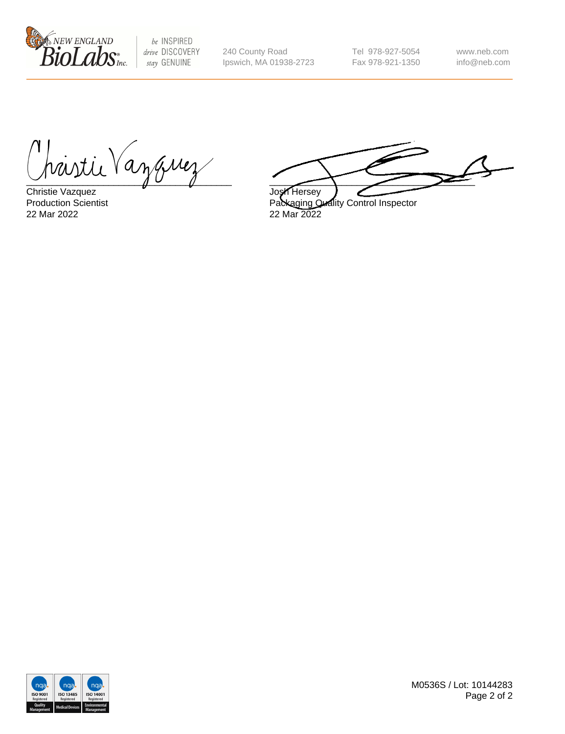NEW ENGLAND BioLabs Inc.

be INSPIRED drive DISCOVERY stay GENUINE

240 County Road
Ipswich, MA 01938-2723

Tel 978-927-5054
Fax 978-921-1350

www.neb.com
info@neb.com

Christie Vazquez
Production Scientist
22 Mar 2022

Josh Hersey
Packaging Quality Control Inspector
22 Mar 2022

ISO 9001 Registered Quality Management | ISO 13485 Registered Medical Devices | ISO 14001 Registered Environmental Management

M0536S / Lot: 10144283